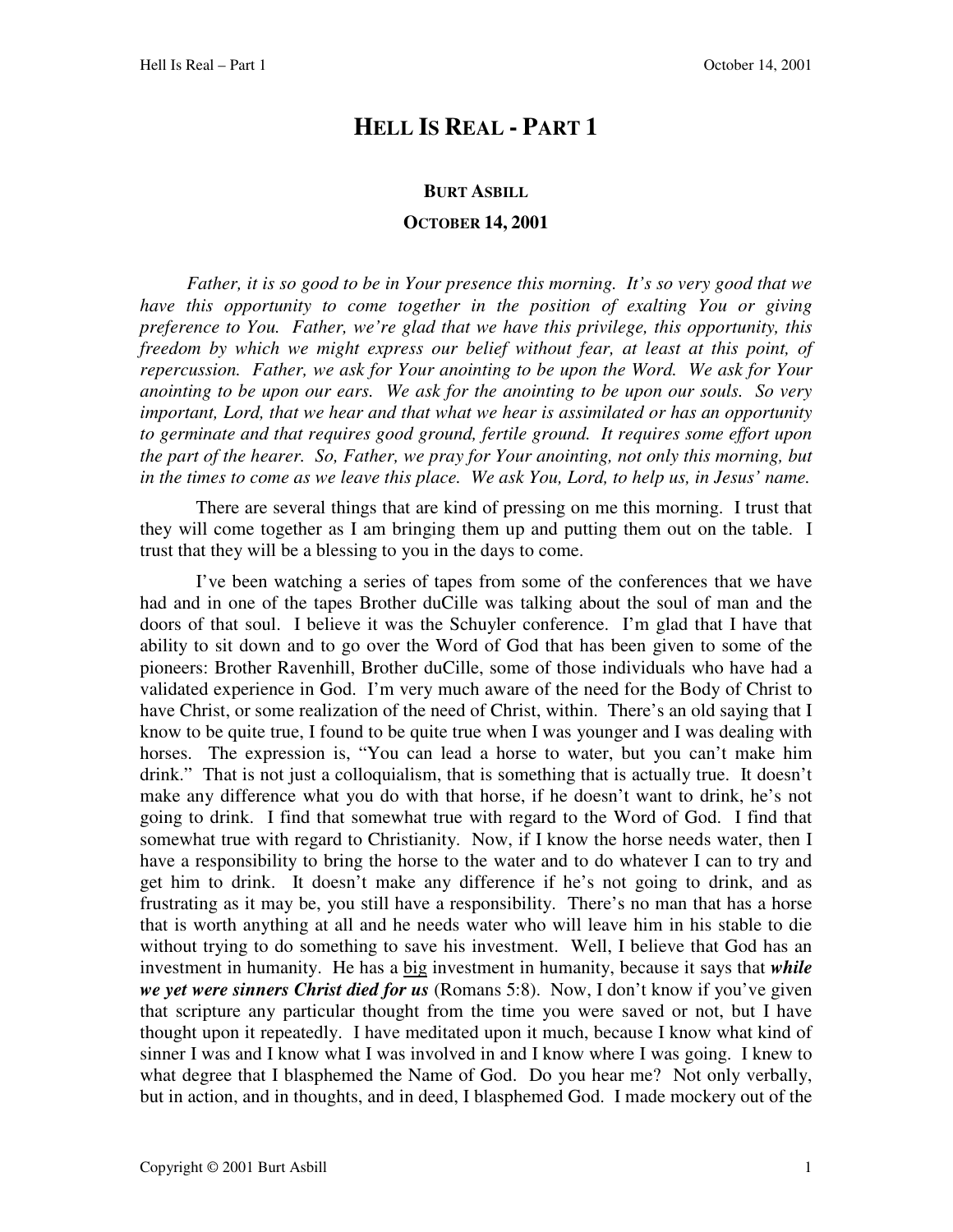# HELL IS REAL - PART 1

**BURT ASBILL**

**OCTOBER 14, 2001**

*Father, it is so good to be in Your presence this morning. It's so very good that we have this opportunity to come together in the position of exalting You or giving preference to You. Father, we're glad that we have this privilege, this opportunity, this freedom by which we might express our belief without fear, at least at this point, of repercussion. Father, we ask for Your anointing to be upon the Word. We ask for Your anointing to be upon our ears. We ask for the anointing to be upon our souls. So very important, Lord, that we hear and that what we hear is assimilated or has an opportunity to germinate and that requires good ground, fertile ground. It requires some effort upon the part of the hearer. So, Father, we pray for Your anointing, not only this morning, but in the times to come as we leave this place. We ask You, Lord, to help us, in Jesus' name.*

There are several things that are kind of pressing on me this morning. I trust that they will come together as I am bringing them up and putting them out on the table. I trust that they will be a blessing to you in the days to come.

I've been watching a series of tapes from some of the conferences that we have had and in one of the tapes Brother duCille was talking about the soul of man and the doors of that soul. I believe it was the Schuyler conference. I'm glad that I have that ability to sit down and to go over the Word of God that has been given to some of the pioneers: Brother Ravenhill, Brother duCille, some of those individuals who have had a validated experience in God. I'm very much aware of the need for the Body of Christ to have Christ, or some realization of the need of Christ, within. There's an old saying that I know to be quite true, I found to be quite true when I was younger and I was dealing with horses. The expression is, "You can lead a horse to water, but you can't make him drink." That is not just a colloquialism, that is something that is actually true. It doesn't make any difference what you do with that horse, if he doesn't want to drink, he's not going to drink. I find that somewhat true with regard to the Word of God. I find that somewhat true with regard to Christianity. Now, if I know the horse needs water, then I have a responsibility to bring the horse to the water and to do whatever I can to try and get him to drink. It doesn't make any difference if he's not going to drink, and as frustrating as it may be, you still have a responsibility. There's no man that has a horse that is worth anything at all and he needs water who will leave him in his stable to die without trying to do something to save his investment. Well, I believe that God has an investment in humanity. He has a <u>big</u> investment in humanity, because it says that ***while we yet were sinners Christ died for us*** (Romans 5:8). Now, I don't know if you've given that scripture any particular thought from the time you were saved or not, but I have thought upon it repeatedly. I have meditated upon it much, because I know what kind of sinner I was and I know what I was involved in and I know where I was going. I knew to what degree that I blasphemed the Name of God. Do you hear me? Not only verbally, but in action, and in thoughts, and in deed, I blasphemed God. I made mockery out of the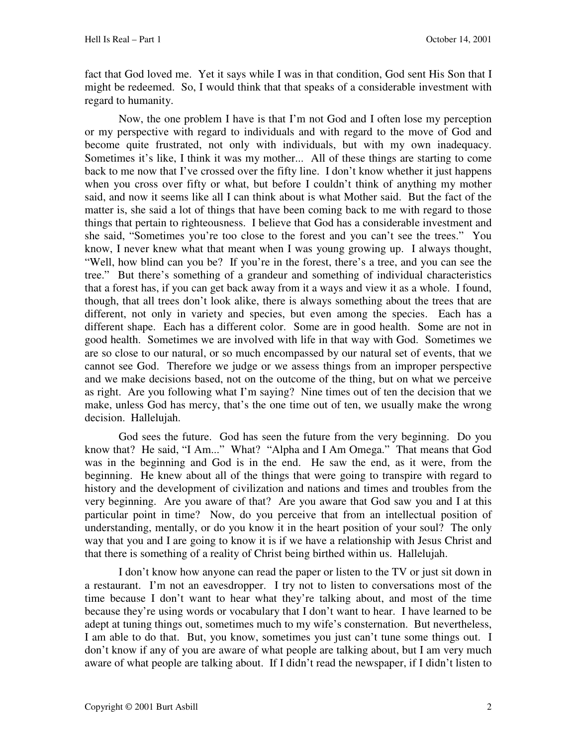fact that God loved me. Yet it says while I was in that condition, God sent His Son that I might be redeemed. So, I would think that that speaks of a considerable investment with regard to humanity.

Now, the one problem I have is that I'm not God and I often lose my perception or my perspective with regard to individuals and with regard to the move of God and become quite frustrated, not only with individuals, but with my own inadequacy. Sometimes it's like, I think it was my mother... All of these things are starting to come back to me now that I've crossed over the fifty line. I don't know whether it just happens when you cross over fifty or what, but before I couldn't think of anything my mother said, and now it seems like all I can think about is what Mother said. But the fact of the matter is, she said a lot of things that have been coming back to me with regard to those things that pertain to righteousness. I believe that God has a considerable investment and she said, "Sometimes you're too close to the forest and you can't see the trees." You know, I never knew what that meant when I was young growing up. I always thought, "Well, how blind can you be? If you're in the forest, there's a tree, and you can see the tree." But there's something of a grandeur and something of individual characteristics that a forest has, if you can get back away from it a ways and view it as a whole. I found, though, that all trees don't look alike, there is always something about the trees that are different, not only in variety and species, but even among the species. Each has a different shape. Each has a different color. Some are in good health. Some are not in good health. Sometimes we are involved with life in that way with God. Sometimes we are so close to our natural, or so much encompassed by our natural set of events, that we cannot see God. Therefore we judge or we assess things from an improper perspective and we make decisions based, not on the outcome of the thing, but on what we perceive as right. Are you following what I'm saying? Nine times out of ten the decision that we make, unless God has mercy, that's the one time out of ten, we usually make the wrong decision. Hallelujah.

God sees the future. God has seen the future from the very beginning. Do you know that? He said, "I Am..." What? "Alpha and I Am Omega." That means that God was in the beginning and God is in the end. He saw the end, as it were, from the beginning. He knew about all of the things that were going to transpire with regard to history and the development of civilization and nations and times and troubles from the very beginning. Are you aware of that? Are you aware that God saw you and I at this particular point in time? Now, do you perceive that from an intellectual position of understanding, mentally, or do you know it in the heart position of your soul? The only way that you and I are going to know it is if we have a relationship with Jesus Christ and that there is something of a reality of Christ being birthed within us. Hallelujah.

I don't know how anyone can read the paper or listen to the TV or just sit down in a restaurant. I'm not an eavesdropper. I try not to listen to conversations most of the time because I don't want to hear what they're talking about, and most of the time because they're using words or vocabulary that I don't want to hear. I have learned to be adept at tuning things out, sometimes much to my wife's consternation. But nevertheless, I am able to do that. But, you know, sometimes you just can't tune some things out. I don't know if any of you are aware of what people are talking about, but I am very much aware of what people are talking about. If I didn't read the newspaper, if I didn't listen to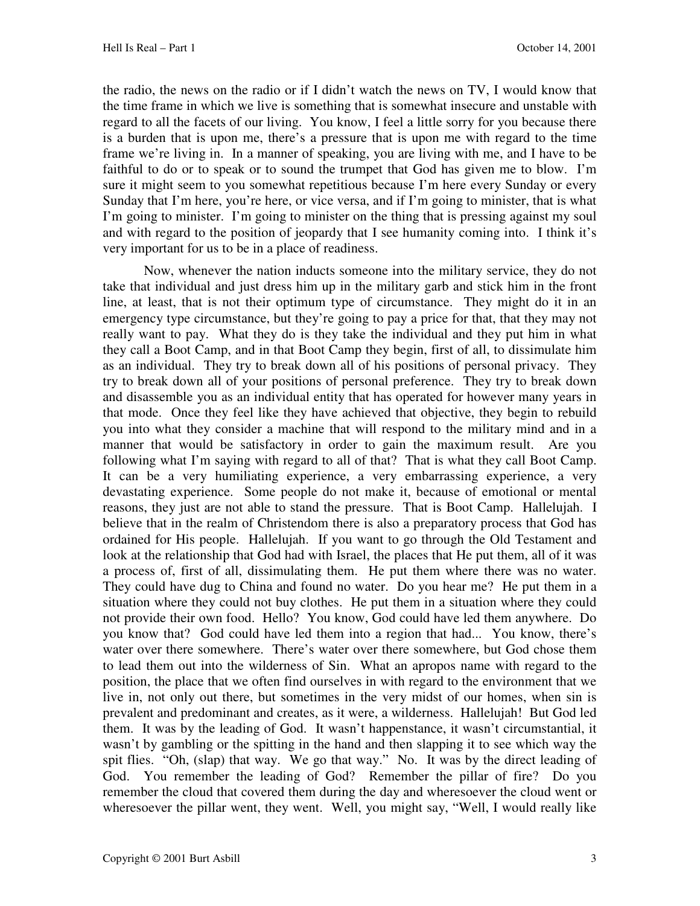the radio, the news on the radio or if I didn't watch the news on TV, I would know that the time frame in which we live is something that is somewhat insecure and unstable with regard to all the facets of our living. You know, I feel a little sorry for you because there is a burden that is upon me, there's a pressure that is upon me with regard to the time frame we're living in. In a manner of speaking, you are living with me, and I have to be faithful to do or to speak or to sound the trumpet that God has given me to blow. I'm sure it might seem to you somewhat repetitious because I'm here every Sunday or every Sunday that I'm here, you're here, or vice versa, and if I'm going to minister, that is what I'm going to minister. I'm going to minister on the thing that is pressing against my soul and with regard to the position of jeopardy that I see humanity coming into. I think it's very important for us to be in a place of readiness.

Now, whenever the nation inducts someone into the military service, they do not take that individual and just dress him up in the military garb and stick him in the front line, at least, that is not their optimum type of circumstance. They might do it in an emergency type circumstance, but they're going to pay a price for that, that they may not really want to pay. What they do is they take the individual and they put him in what they call a Boot Camp, and in that Boot Camp they begin, first of all, to dissimulate him as an individual. They try to break down all of his positions of personal privacy. They try to break down all of your positions of personal preference. They try to break down and disassemble you as an individual entity that has operated for however many years in that mode. Once they feel like they have achieved that objective, they begin to rebuild you into what they consider a machine that will respond to the military mind and in a manner that would be satisfactory in order to gain the maximum result. Are you following what I'm saying with regard to all of that? That is what they call Boot Camp. It can be a very humiliating experience, a very embarrassing experience, a very devastating experience. Some people do not make it, because of emotional or mental reasons, they just are not able to stand the pressure. That is Boot Camp. Hallelujah. I believe that in the realm of Christendom there is also a preparatory process that God has ordained for His people. Hallelujah. If you want to go through the Old Testament and look at the relationship that God had with Israel, the places that He put them, all of it was a process of, first of all, dissimulating them. He put them where there was no water. They could have dug to China and found no water. Do you hear me? He put them in a situation where they could not buy clothes. He put them in a situation where they could not provide their own food. Hello? You know, God could have led them anywhere. Do you know that? God could have led them into a region that had... You know, there's water over there somewhere. There's water over there somewhere, but God chose them to lead them out into the wilderness of Sin. What an apropos name with regard to the position, the place that we often find ourselves in with regard to the environment that we live in, not only out there, but sometimes in the very midst of our homes, when sin is prevalent and predominant and creates, as it were, a wilderness. Hallelujah! But God led them. It was by the leading of God. It wasn't happenstance, it wasn't circumstantial, it wasn't by gambling or the spitting in the hand and then slapping it to see which way the spit flies. "Oh, (slap) that way. We go that way." No. It was by the direct leading of God. You remember the leading of God? Remember the pillar of fire? Do you remember the cloud that covered them during the day and wheresoever the cloud went or wheresoever the pillar went, they went. Well, you might say, "Well, I would really like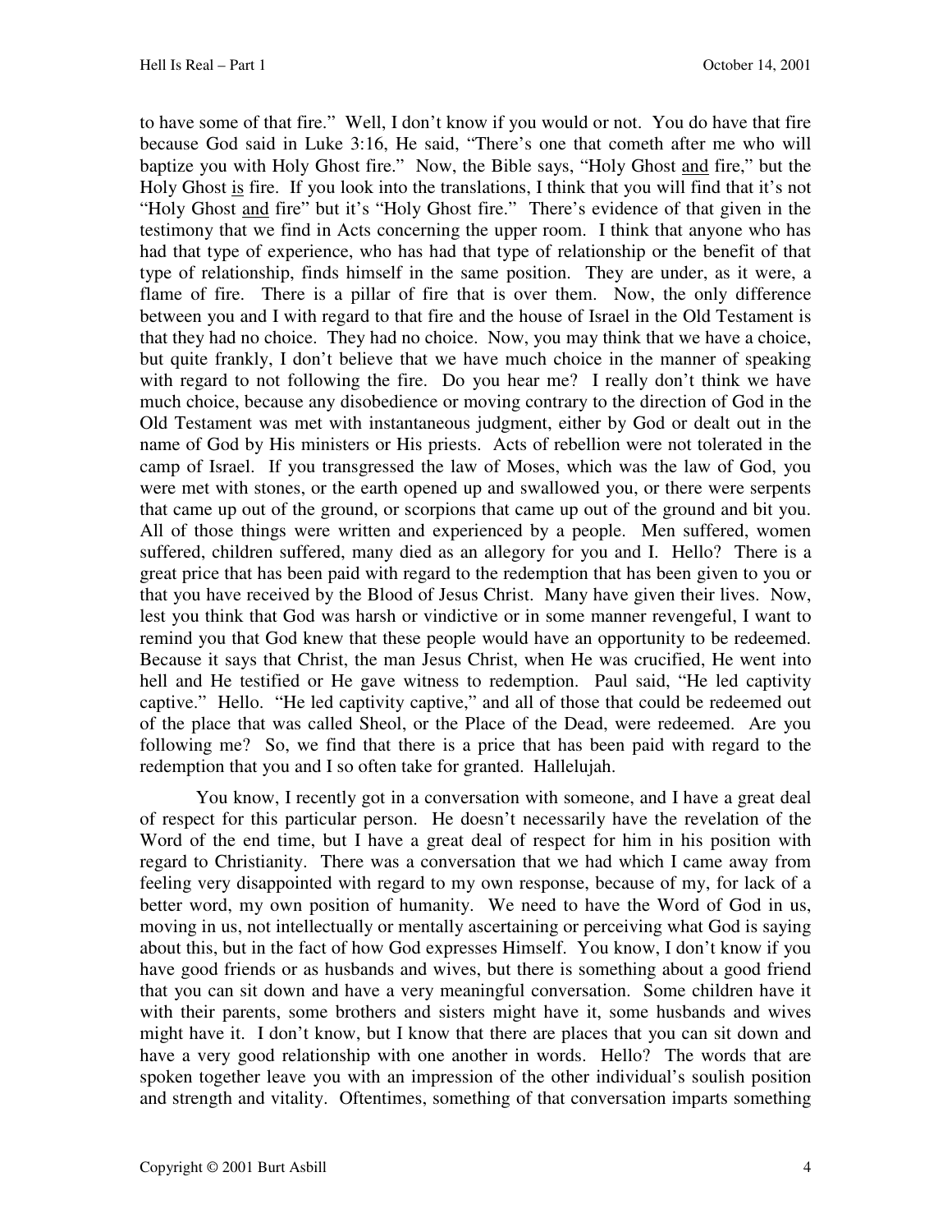to have some of that fire." Well, I don't know if you would or not. You do have that fire because God said in Luke 3:16, He said, "There's one that cometh after me who will baptize you with Holy Ghost fire." Now, the Bible says, "Holy Ghost <u>and</u> fire," but the Holy Ghost <u>is</u> fire. If you look into the translations, I think that you will find that it's not "Holy Ghost <u>and</u> fire" but it's "Holy Ghost fire." There's evidence of that given in the testimony that we find in Acts concerning the upper room. I think that anyone who has had that type of experience, who has had that type of relationship or the benefit of that type of relationship, finds himself in the same position. They are under, as it were, a flame of fire. There is a pillar of fire that is over them. Now, the only difference between you and I with regard to that fire and the house of Israel in the Old Testament is that they had no choice. They had no choice. Now, you may think that we have a choice, but quite frankly, I don't believe that we have much choice in the manner of speaking with regard to not following the fire. Do you hear me? I really don't think we have much choice, because any disobedience or moving contrary to the direction of God in the Old Testament was met with instantaneous judgment, either by God or dealt out in the name of God by His ministers or His priests. Acts of rebellion were not tolerated in the camp of Israel. If you transgressed the law of Moses, which was the law of God, you were met with stones, or the earth opened up and swallowed you, or there were serpents that came up out of the ground, or scorpions that came up out of the ground and bit you. All of those things were written and experienced by a people. Men suffered, women suffered, children suffered, many died as an allegory for you and I. Hello? There is a great price that has been paid with regard to the redemption that has been given to you or that you have received by the Blood of Jesus Christ. Many have given their lives. Now, lest you think that God was harsh or vindictive or in some manner revengeful, I want to remind you that God knew that these people would have an opportunity to be redeemed. Because it says that Christ, the man Jesus Christ, when He was crucified, He went into hell and He testified or He gave witness to redemption. Paul said, "He led captivity captive." Hello. "He led captivity captive," and all of those that could be redeemed out of the place that was called Sheol, or the Place of the Dead, were redeemed. Are you following me? So, we find that there is a price that has been paid with regard to the redemption that you and I so often take for granted. Hallelujah.

You know, I recently got in a conversation with someone, and I have a great deal of respect for this particular person. He doesn't necessarily have the revelation of the Word of the end time, but I have a great deal of respect for him in his position with regard to Christianity. There was a conversation that we had which I came away from feeling very disappointed with regard to my own response, because of my, for lack of a better word, my own position of humanity. We need to have the Word of God in us, moving in us, not intellectually or mentally ascertaining or perceiving what God is saying about this, but in the fact of how God expresses Himself. You know, I don't know if you have good friends or as husbands and wives, but there is something about a good friend that you can sit down and have a very meaningful conversation. Some children have it with their parents, some brothers and sisters might have it, some husbands and wives might have it. I don't know, but I know that there are places that you can sit down and have a very good relationship with one another in words. Hello? The words that are spoken together leave you with an impression of the other individual's soulish position and strength and vitality. Oftentimes, something of that conversation imparts something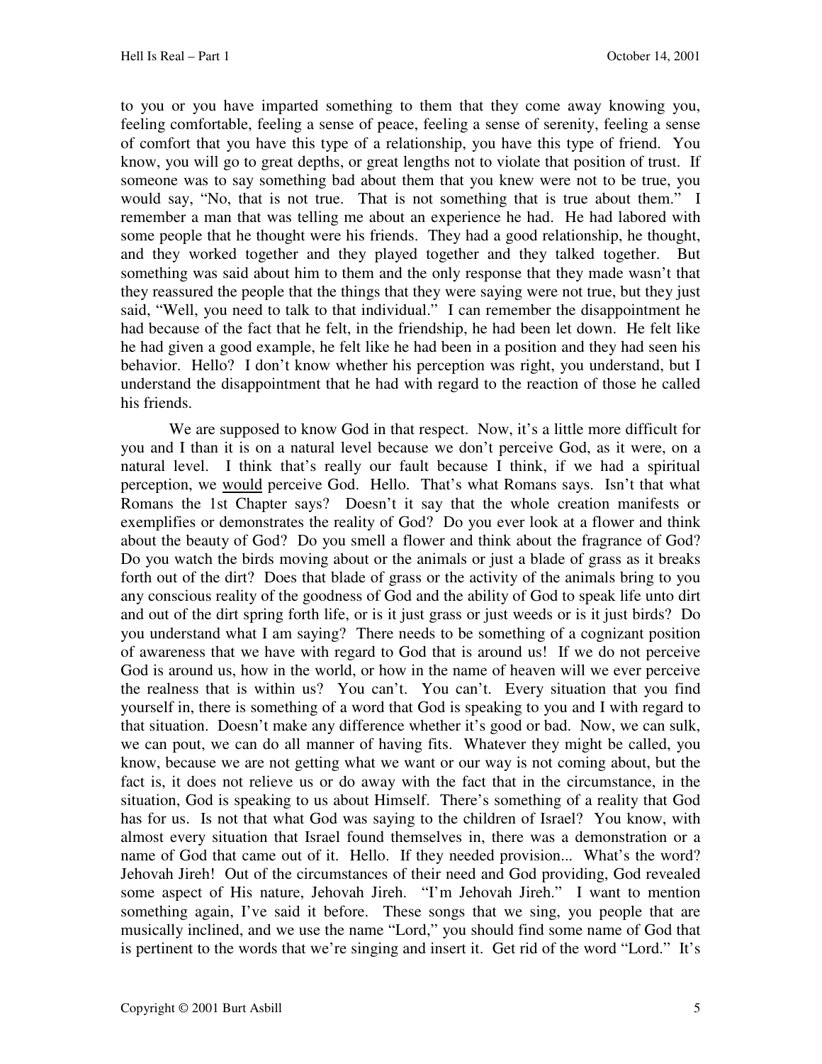to you or you have imparted something to them that they come away knowing you, feeling comfortable, feeling a sense of peace, feeling a sense of serenity, feeling a sense of comfort that you have this type of a relationship, you have this type of friend. You know, you will go to great depths, or great lengths not to violate that position of trust. If someone was to say something bad about them that you knew were not to be true, you would say, "No, that is not true. That is not something that is true about them." I remember a man that was telling me about an experience he had. He had labored with some people that he thought were his friends. They had a good relationship, he thought, and they worked together and they played together and they talked together. But something was said about him to them and the only response that they made wasn't that they reassured the people that the things that they were saying were not true, but they just said, "Well, you need to talk to that individual." I can remember the disappointment he had because of the fact that he felt, in the friendship, he had been let down. He felt like he had given a good example, he felt like he had been in a position and they had seen his behavior. Hello? I don't know whether his perception was right, you understand, but I understand the disappointment that he had with regard to the reaction of those he called his friends.

We are supposed to know God in that respect. Now, it's a little more difficult for you and I than it is on a natural level because we don't perceive God, as it were, on a natural level. I think that's really our fault because I think, if we had a spiritual perception, we <u>would</u> perceive God. Hello. That's what Romans says. Isn't that what Romans the 1st Chapter says? Doesn't it say that the whole creation manifests or exemplifies or demonstrates the reality of God? Do you ever look at a flower and think about the beauty of God? Do you smell a flower and think about the fragrance of God? Do you watch the birds moving about or the animals or just a blade of grass as it breaks forth out of the dirt? Does that blade of grass or the activity of the animals bring to you any conscious reality of the goodness of God and the ability of God to speak life unto dirt and out of the dirt spring forth life, or is it just grass or just weeds or is it just birds? Do you understand what I am saying? There needs to be something of a cognizant position of awareness that we have with regard to God that is around us! If we do not perceive God is around us, how in the world, or how in the name of heaven will we ever perceive the realness that is within us? You can't. You can't. Every situation that you find yourself in, there is something of a word that God is speaking to you and I with regard to that situation. Doesn't make any difference whether it's good or bad. Now, we can sulk, we can pout, we can do all manner of having fits. Whatever they might be called, you know, because we are not getting what we want or our way is not coming about, but the fact is, it does not relieve us or do away with the fact that in the circumstance, in the situation, God is speaking to us about Himself. There's something of a reality that God has for us. Is not that what God was saying to the children of Israel? You know, with almost every situation that Israel found themselves in, there was a demonstration or a name of God that came out of it. Hello. If they needed provision... What's the word? Jehovah Jireh! Out of the circumstances of their need and God providing, God revealed some aspect of His nature, Jehovah Jireh. "I'm Jehovah Jireh." I want to mention something again, I've said it before. These songs that we sing, you people that are musically inclined, and we use the name "Lord," you should find some name of God that is pertinent to the words that we're singing and insert it. Get rid of the word "Lord." It's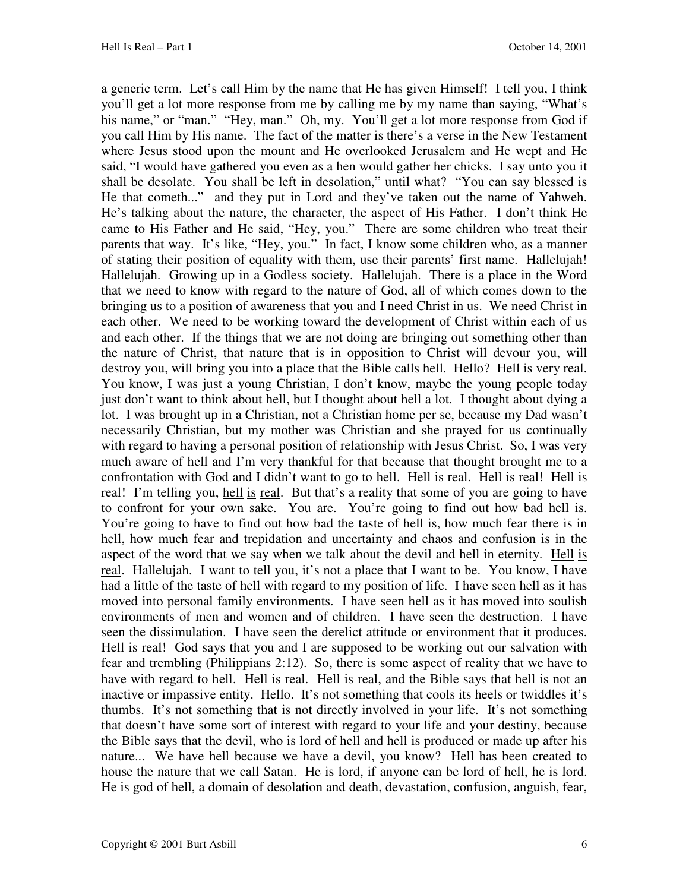a generic term. Let's call Him by the name that He has given Himself! I tell you, I think you'll get a lot more response from me by calling me by my name than saying, "What's his name," or "man." "Hey, man." Oh, my. You'll get a lot more response from God if you call Him by His name. The fact of the matter is there's a verse in the New Testament where Jesus stood upon the mount and He overlooked Jerusalem and He wept and He said, "I would have gathered you even as a hen would gather her chicks. I say unto you it shall be desolate. You shall be left in desolation," until what? "You can say blessed is He that cometh..." and they put in Lord and they've taken out the name of Yahweh. He's talking about the nature, the character, the aspect of His Father. I don't think He came to His Father and He said, "Hey, you." There are some children who treat their parents that way. It's like, "Hey, you." In fact, I know some children who, as a manner of stating their position of equality with them, use their parents' first name. Hallelujah! Hallelujah. Growing up in a Godless society. Hallelujah. There is a place in the Word that we need to know with regard to the nature of God, all of which comes down to the bringing us to a position of awareness that you and I need Christ in us. We need Christ in each other. We need to be working toward the development of Christ within each of us and each other. If the things that we are not doing are bringing out something other than the nature of Christ, that nature that is in opposition to Christ will devour you, will destroy you, will bring you into a place that the Bible calls hell. Hello? Hell is very real. You know, I was just a young Christian, I don't know, maybe the young people today just don't want to think about hell, but I thought about hell a lot. I thought about dying a lot. I was brought up in a Christian, not a Christian home per se, because my Dad wasn't necessarily Christian, but my mother was Christian and she prayed for us continually with regard to having a personal position of relationship with Jesus Christ. So, I was very much aware of hell and I'm very thankful for that because that thought brought me to a confrontation with God and I didn't want to go to hell. Hell is real. Hell is real! Hell is real! I'm telling you, <u>hell</u> <u>is</u> <u>real</u>. But that's a reality that some of you are going to have to confront for your own sake. You are. You're going to find out how bad hell is. You're going to have to find out how bad the taste of hell is, how much fear there is in hell, how much fear and trepidation and uncertainty and chaos and confusion is in the aspect of the word that we say when we talk about the devil and hell in eternity. <u>Hell</u> <u>is</u> <u>real</u>. Hallelujah. I want to tell you, it's not a place that I want to be. You know, I have had a little of the taste of hell with regard to my position of life. I have seen hell as it has moved into personal family environments. I have seen hell as it has moved into soulish environments of men and women and of children. I have seen the destruction. I have seen the dissimulation. I have seen the derelict attitude or environment that it produces. Hell is real! God says that you and I are supposed to be working out our salvation with fear and trembling (Philippians 2:12). So, there is some aspect of reality that we have to have with regard to hell. Hell is real. Hell is real, and the Bible says that hell is not an inactive or impassive entity. Hello. It's not something that cools its heels or twiddles it's thumbs. It's not something that is not directly involved in your life. It's not something that doesn't have some sort of interest with regard to your life and your destiny, because the Bible says that the devil, who is lord of hell and hell is produced or made up after his nature... We have hell because we have a devil, you know? Hell has been created to house the nature that we call Satan. He is lord, if anyone can be lord of hell, he is lord. He is god of hell, a domain of desolation and death, devastation, confusion, anguish, fear,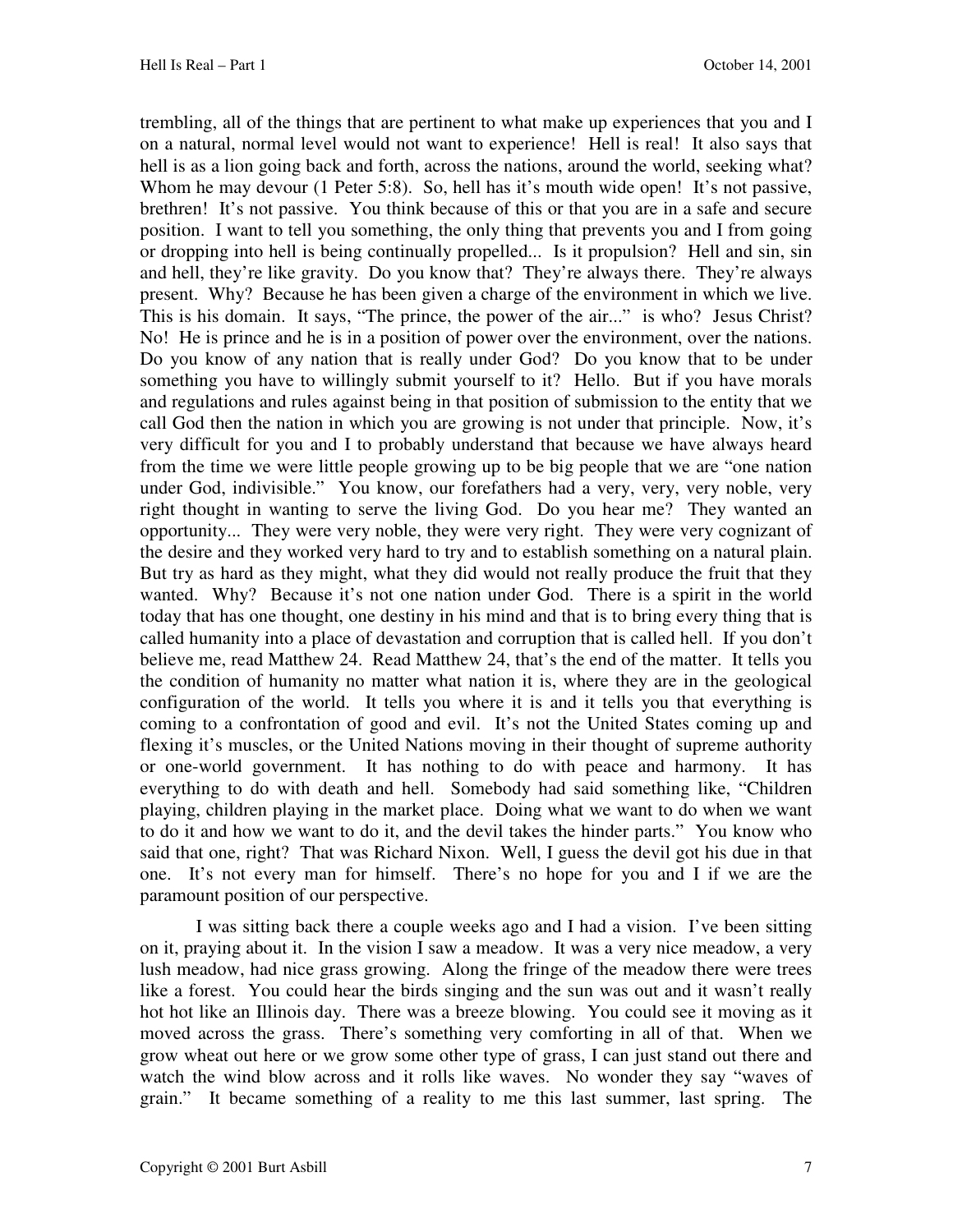trembling, all of the things that are pertinent to what make up experiences that you and I on a natural, normal level would not want to experience! Hell is real! It also says that hell is as a lion going back and forth, across the nations, around the world, seeking what? Whom he may devour (1 Peter 5:8). So, hell has it's mouth wide open! It's not passive, brethren! It's not passive. You think because of this or that you are in a safe and secure position. I want to tell you something, the only thing that prevents you and I from going or dropping into hell is being continually propelled... Is it propulsion? Hell and sin, sin and hell, they're like gravity. Do you know that? They're always there. They're always present. Why? Because he has been given a charge of the environment in which we live. This is his domain. It says, "The prince, the power of the air..." is who? Jesus Christ? No! He is prince and he is in a position of power over the environment, over the nations. Do you know of any nation that is really under God? Do you know that to be under something you have to willingly submit yourself to it? Hello. But if you have morals and regulations and rules against being in that position of submission to the entity that we call God then the nation in which you are growing is not under that principle. Now, it's very difficult for you and I to probably understand that because we have always heard from the time we were little people growing up to be big people that we are "one nation under God, indivisible." You know, our forefathers had a very, very, very noble, very right thought in wanting to serve the living God. Do you hear me? They wanted an opportunity... They were very noble, they were very right. They were very cognizant of the desire and they worked very hard to try and to establish something on a natural plain. But try as hard as they might, what they did would not really produce the fruit that they wanted. Why? Because it's not one nation under God. There is a spirit in the world today that has one thought, one destiny in his mind and that is to bring every thing that is called humanity into a place of devastation and corruption that is called hell. If you don't believe me, read Matthew 24. Read Matthew 24, that's the end of the matter. It tells you the condition of humanity no matter what nation it is, where they are in the geological configuration of the world. It tells you where it is and it tells you that everything is coming to a confrontation of good and evil. It's not the United States coming up and flexing it's muscles, or the United Nations moving in their thought of supreme authority or one-world government. It has nothing to do with peace and harmony. It has everything to do with death and hell. Somebody had said something like, "Children playing, children playing in the market place. Doing what we want to do when we want to do it and how we want to do it, and the devil takes the hinder parts." You know who said that one, right? That was Richard Nixon. Well, I guess the devil got his due in that one. It's not every man for himself. There's no hope for you and I if we are the paramount position of our perspective.

I was sitting back there a couple weeks ago and I had a vision. I've been sitting on it, praying about it. In the vision I saw a meadow. It was a very nice meadow, a very lush meadow, had nice grass growing. Along the fringe of the meadow there were trees like a forest. You could hear the birds singing and the sun was out and it wasn't really hot hot like an Illinois day. There was a breeze blowing. You could see it moving as it moved across the grass. There's something very comforting in all of that. When we grow wheat out here or we grow some other type of grass, I can just stand out there and watch the wind blow across and it rolls like waves. No wonder they say "waves of grain." It became something of a reality to me this last summer, last spring. The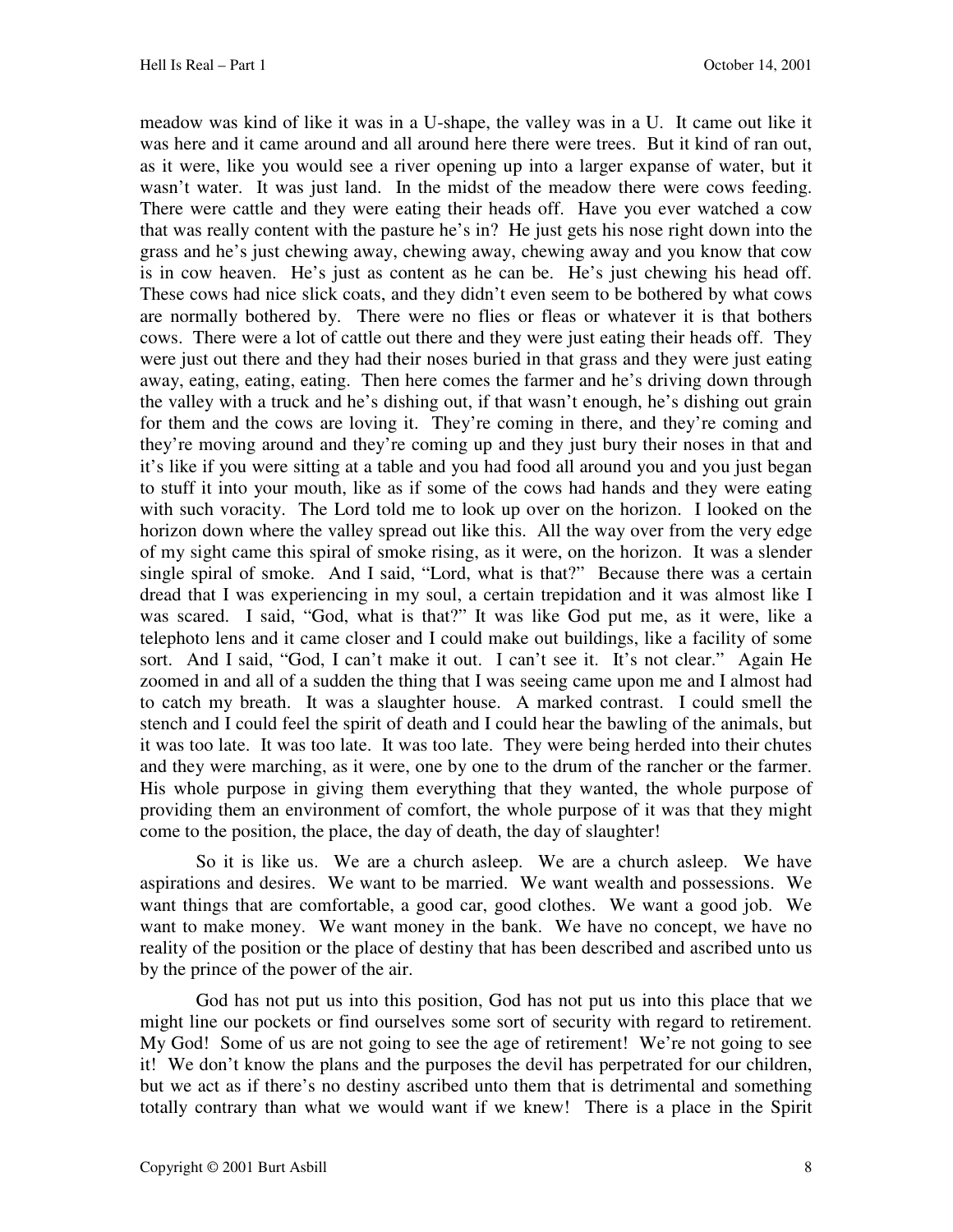meadow was kind of like it was in a U-shape, the valley was in a U. It came out like it was here and it came around and all around here there were trees. But it kind of ran out, as it were, like you would see a river opening up into a larger expanse of water, but it wasn't water. It was just land. In the midst of the meadow there were cows feeding. There were cattle and they were eating their heads off. Have you ever watched a cow that was really content with the pasture he's in? He just gets his nose right down into the grass and he's just chewing away, chewing away, chewing away and you know that cow is in cow heaven. He's just as content as he can be. He's just chewing his head off. These cows had nice slick coats, and they didn't even seem to be bothered by what cows are normally bothered by. There were no flies or fleas or whatever it is that bothers cows. There were a lot of cattle out there and they were just eating their heads off. They were just out there and they had their noses buried in that grass and they were just eating away, eating, eating, eating. Then here comes the farmer and he's driving down through the valley with a truck and he's dishing out, if that wasn't enough, he's dishing out grain for them and the cows are loving it. They're coming in there, and they're coming and they're moving around and they're coming up and they just bury their noses in that and it's like if you were sitting at a table and you had food all around you and you just began to stuff it into your mouth, like as if some of the cows had hands and they were eating with such voracity. The Lord told me to look up over on the horizon. I looked on the horizon down where the valley spread out like this. All the way over from the very edge of my sight came this spiral of smoke rising, as it were, on the horizon. It was a slender single spiral of smoke. And I said, "Lord, what is that?" Because there was a certain dread that I was experiencing in my soul, a certain trepidation and it was almost like I was scared. I said, "God, what is that?" It was like God put me, as it were, like a telephoto lens and it came closer and I could make out buildings, like a facility of some sort. And I said, "God, I can't make it out. I can't see it. It's not clear." Again He zoomed in and all of a sudden the thing that I was seeing came upon me and I almost had to catch my breath. It was a slaughter house. A marked contrast. I could smell the stench and I could feel the spirit of death and I could hear the bawling of the animals, but it was too late. It was too late. It was too late. They were being herded into their chutes and they were marching, as it were, one by one to the drum of the rancher or the farmer. His whole purpose in giving them everything that they wanted, the whole purpose of providing them an environment of comfort, the whole purpose of it was that they might come to the position, the place, the day of death, the day of slaughter!

So it is like us. We are a church asleep. We are a church asleep. We have aspirations and desires. We want to be married. We want wealth and possessions. We want things that are comfortable, a good car, good clothes. We want a good job. We want to make money. We want money in the bank. We have no concept, we have no reality of the position or the place of destiny that has been described and ascribed unto us by the prince of the power of the air.

God has not put us into this position, God has not put us into this place that we might line our pockets or find ourselves some sort of security with regard to retirement. My God! Some of us are not going to see the age of retirement! We're not going to see it! We don't know the plans and the purposes the devil has perpetrated for our children, but we act as if there's no destiny ascribed unto them that is detrimental and something totally contrary than what we would want if we knew! There is a place in the Spirit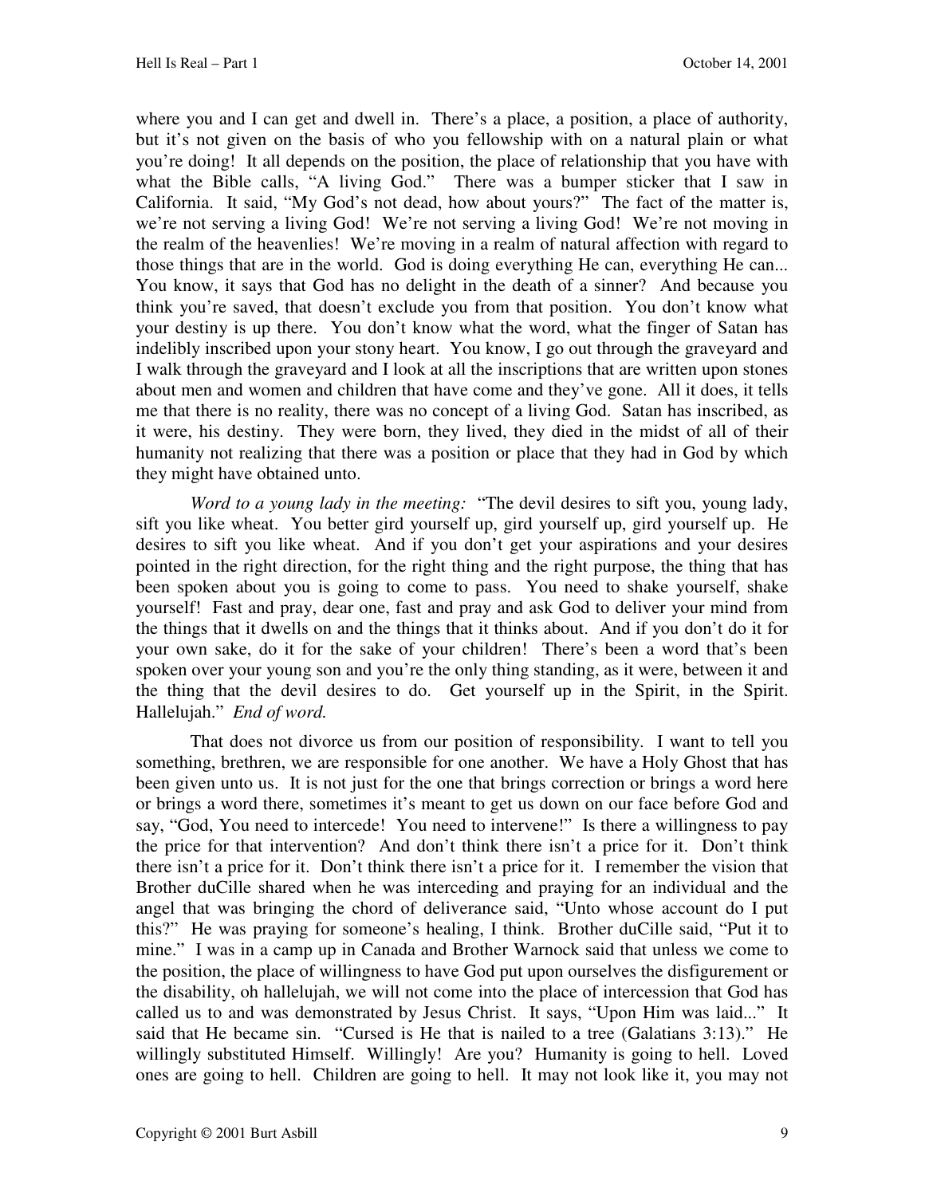where you and I can get and dwell in. There's a place, a position, a place of authority, but it's not given on the basis of who you fellowship with on a natural plain or what you're doing! It all depends on the position, the place of relationship that you have with what the Bible calls, "A living God." There was a bumper sticker that I saw in California. It said, "My God's not dead, how about yours?" The fact of the matter is, we're not serving a living God! We're not serving a living God! We're not moving in the realm of the heavenlies! We're moving in a realm of natural affection with regard to those things that are in the world. God is doing everything He can, everything He can... You know, it says that God has no delight in the death of a sinner? And because you think you're saved, that doesn't exclude you from that position. You don't know what your destiny is up there. You don't know what the word, what the finger of Satan has indelibly inscribed upon your stony heart. You know, I go out through the graveyard and I walk through the graveyard and I look at all the inscriptions that are written upon stones about men and women and children that have come and they've gone. All it does, it tells me that there is no reality, there was no concept of a living God. Satan has inscribed, as it were, his destiny. They were born, they lived, they died in the midst of all of their humanity not realizing that there was a position or place that they had in God by which they might have obtained unto.

*Word to a young lady in the meeting:* "The devil desires to sift you, young lady, sift you like wheat. You better gird yourself up, gird yourself up, gird yourself up. He desires to sift you like wheat. And if you don't get your aspirations and your desires pointed in the right direction, for the right thing and the right purpose, the thing that has been spoken about you is going to come to pass. You need to shake yourself, shake yourself! Fast and pray, dear one, fast and pray and ask God to deliver your mind from the things that it dwells on and the things that it thinks about. And if you don't do it for your own sake, do it for the sake of your children! There's been a word that's been spoken over your young son and you're the only thing standing, as it were, between it and the thing that the devil desires to do. Get yourself up in the Spirit, in the Spirit. Hallelujah." *End of word.*

That does not divorce us from our position of responsibility. I want to tell you something, brethren, we are responsible for one another. We have a Holy Ghost that has been given unto us. It is not just for the one that brings correction or brings a word here or brings a word there, sometimes it's meant to get us down on our face before God and say, "God, You need to intercede! You need to intervene!" Is there a willingness to pay the price for that intervention? And don't think there isn't a price for it. Don't think there isn't a price for it. Don't think there isn't a price for it. I remember the vision that Brother duCille shared when he was interceding and praying for an individual and the angel that was bringing the chord of deliverance said, "Unto whose account do I put this?" He was praying for someone's healing, I think. Brother duCille said, "Put it to mine." I was in a camp up in Canada and Brother Warnock said that unless we come to the position, the place of willingness to have God put upon ourselves the disfigurement or the disability, oh hallelujah, we will not come into the place of intercession that God has called us to and was demonstrated by Jesus Christ. It says, "Upon Him was laid..." It said that He became sin. "Cursed is He that is nailed to a tree (Galatians 3:13)." He willingly substituted Himself. Willingly! Are you? Humanity is going to hell. Loved ones are going to hell. Children are going to hell. It may not look like it, you may not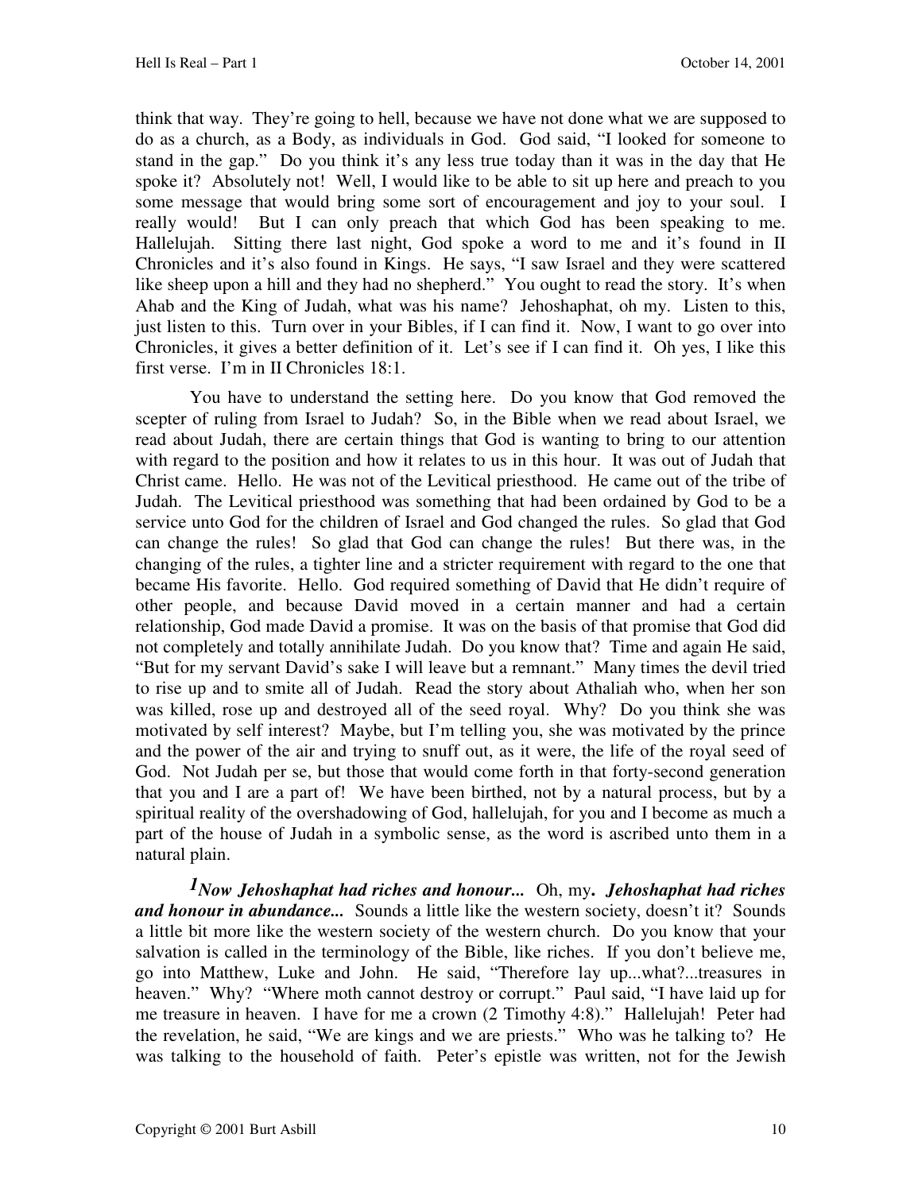think that way. They're going to hell, because we have not done what we are supposed to do as a church, as a Body, as individuals in God. God said, "I looked for someone to stand in the gap." Do you think it's any less true today than it was in the day that He spoke it? Absolutely not! Well, I would like to be able to sit up here and preach to you some message that would bring some sort of encouragement and joy to your soul. I really would! But I can only preach that which God has been speaking to me. Hallelujah. Sitting there last night, God spoke a word to me and it's found in II Chronicles and it's also found in Kings. He says, "I saw Israel and they were scattered like sheep upon a hill and they had no shepherd." You ought to read the story. It's when Ahab and the King of Judah, what was his name? Jehoshaphat, oh my. Listen to this, just listen to this. Turn over in your Bibles, if I can find it. Now, I want to go over into Chronicles, it gives a better definition of it. Let's see if I can find it. Oh yes, I like this first verse. I'm in II Chronicles 18:1.

You have to understand the setting here. Do you know that God removed the scepter of ruling from Israel to Judah? So, in the Bible when we read about Israel, we read about Judah, there are certain things that God is wanting to bring to our attention with regard to the position and how it relates to us in this hour. It was out of Judah that Christ came. Hello. He was not of the Levitical priesthood. He came out of the tribe of Judah. The Levitical priesthood was something that had been ordained by God to be a service unto God for the children of Israel and God changed the rules. So glad that God can change the rules! So glad that God can change the rules! But there was, in the changing of the rules, a tighter line and a stricter requirement with regard to the one that became His favorite. Hello. God required something of David that He didn't require of other people, and because David moved in a certain manner and had a certain relationship, God made David a promise. It was on the basis of that promise that God did not completely and totally annihilate Judah. Do you know that? Time and again He said, "But for my servant David's sake I will leave but a remnant." Many times the devil tried to rise up and to smite all of Judah. Read the story about Athaliah who, when her son was killed, rose up and destroyed all of the seed royal. Why? Do you think she was motivated by self interest? Maybe, but I'm telling you, she was motivated by the prince and the power of the air and trying to snuff out, as it were, the life of the royal seed of God. Not Judah per se, but those that would come forth in that forty-second generation that you and I are a part of! We have been birthed, not by a natural process, but by a spiritual reality of the overshadowing of God, hallelujah, for you and I become as much a part of the house of Judah in a symbolic sense, as the word is ascribed unto them in a natural plain.

***1Now Jehoshaphat had riches and honour...*** Oh, my. ***Jehoshaphat had riches and honour in abundance...*** Sounds a little like the western society, doesn't it? Sounds a little bit more like the western society of the western church. Do you know that your salvation is called in the terminology of the Bible, like riches. If you don't believe me, go into Matthew, Luke and John. He said, "Therefore lay up...what?...treasures in heaven." Why? "Where moth cannot destroy or corrupt." Paul said, "I have laid up for me treasure in heaven. I have for me a crown (2 Timothy 4:8)." Hallelujah! Peter had the revelation, he said, "We are kings and we are priests." Who was he talking to? He was talking to the household of faith. Peter's epistle was written, not for the Jewish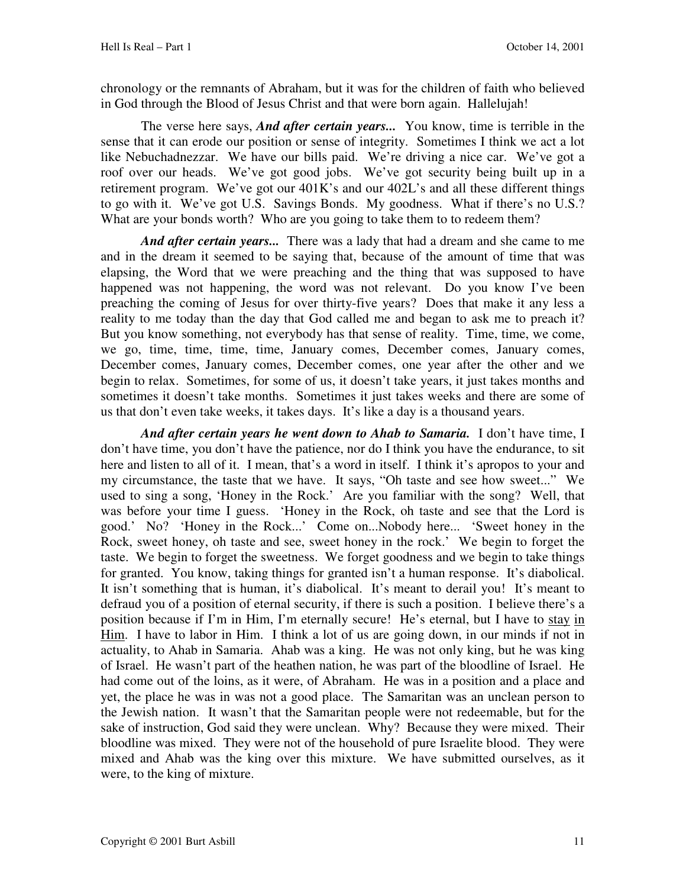chronology or the remnants of Abraham, but it was for the children of faith who believed in God through the Blood of Jesus Christ and that were born again. Hallelujah!

The verse here says, ***And after certain years...*** You know, time is terrible in the sense that it can erode our position or sense of integrity. Sometimes I think we act a lot like Nebuchadnezzar. We have our bills paid. We're driving a nice car. We've got a roof over our heads. We've got good jobs. We've got security being built up in a retirement program. We've got our 401K's and our 402L's and all these different things to go with it. We've got U.S. Savings Bonds. My goodness. What if there's no U.S.? What are your bonds worth? Who are you going to take them to to redeem them?

***And after certain years...*** There was a lady that had a dream and she came to me and in the dream it seemed to be saying that, because of the amount of time that was elapsing, the Word that we were preaching and the thing that was supposed to have happened was not happening, the word was not relevant. Do you know I've been preaching the coming of Jesus for over thirty-five years? Does that make it any less a reality to me today than the day that God called me and began to ask me to preach it? But you know something, not everybody has that sense of reality. Time, time, we come, we go, time, time, time, time, January comes, December comes, January comes, December comes, January comes, December comes, one year after the other and we begin to relax. Sometimes, for some of us, it doesn't take years, it just takes months and sometimes it doesn't take months. Sometimes it just takes weeks and there are some of us that don't even take weeks, it takes days. It's like a day is a thousand years.

***And after certain years he went down to Ahab to Samaria.*** I don't have time, I don't have time, you don't have the patience, nor do I think you have the endurance, to sit here and listen to all of it. I mean, that's a word in itself. I think it's apropos to your and my circumstance, the taste that we have. It says, "Oh taste and see how sweet..." We used to sing a song, 'Honey in the Rock.' Are you familiar with the song? Well, that was before your time I guess. 'Honey in the Rock, oh taste and see that the Lord is good.' No? 'Honey in the Rock...' Come on...Nobody here... 'Sweet honey in the Rock, sweet honey, oh taste and see, sweet honey in the rock.' We begin to forget the taste. We begin to forget the sweetness. We forget goodness and we begin to take things for granted. You know, taking things for granted isn't a human response. It's diabolical. It isn't something that is human, it's diabolical. It's meant to derail you! It's meant to defraud you of a position of eternal security, if there is such a position. I believe there's a position because if I'm in Him, I'm eternally secure! He's eternal, but I have to <u>stay in Him</u>. I have to labor in Him. I think a lot of us are going down, in our minds if not in actuality, to Ahab in Samaria. Ahab was a king. He was not only king, but he was king of Israel. He wasn't part of the heathen nation, he was part of the bloodline of Israel. He had come out of the loins, as it were, of Abraham. He was in a position and a place and yet, the place he was in was not a good place. The Samaritan was an unclean person to the Jewish nation. It wasn't that the Samaritan people were not redeemable, but for the sake of instruction, God said they were unclean. Why? Because they were mixed. Their bloodline was mixed. They were not of the household of pure Israelite blood. They were mixed and Ahab was the king over this mixture. We have submitted ourselves, as it were, to the king of mixture.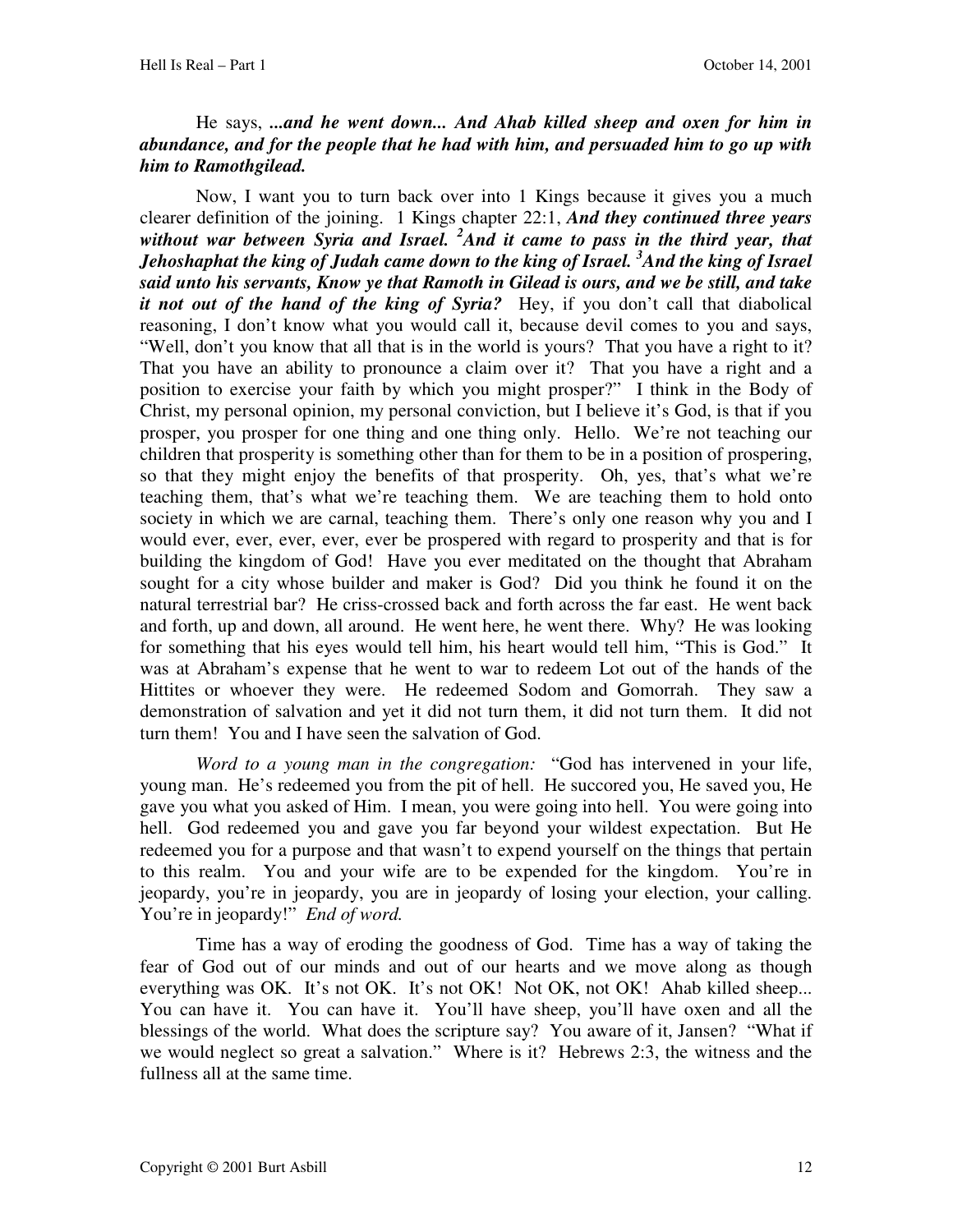He says, ***...and he went down... And Ahab killed sheep and oxen for him in abundance, and for the people that he had with him, and persuaded him to go up with him to Ramothgilead.***

Now, I want you to turn back over into 1 Kings because it gives you a much clearer definition of the joining. 1 Kings chapter 22:1, ***And they continued three years without war between Syria and Israel. 2And it came to pass in the third year, that Jehoshaphat the king of Judah came down to the king of Israel. 3And the king of Israel said unto his servants, Know ye that Ramoth in Gilead is ours, and we be still, and take it not out of the hand of the king of Syria?*** Hey, if you don't call that diabolical reasoning, I don't know what you would call it, because devil comes to you and says, "Well, don't you know that all that is in the world is yours? That you have a right to it? That you have an ability to pronounce a claim over it? That you have a right and a position to exercise your faith by which you might prosper?" I think in the Body of Christ, my personal opinion, my personal conviction, but I believe it's God, is that if you prosper, you prosper for one thing and one thing only. Hello. We're not teaching our children that prosperity is something other than for them to be in a position of prospering, so that they might enjoy the benefits of that prosperity. Oh, yes, that's what we're teaching them, that's what we're teaching them. We are teaching them to hold onto society in which we are carnal, teaching them. There's only one reason why you and I would ever, ever, ever, ever, ever be prospered with regard to prosperity and that is for building the kingdom of God! Have you ever meditated on the thought that Abraham sought for a city whose builder and maker is God? Did you think he found it on the natural terrestrial bar? He criss-crossed back and forth across the far east. He went back and forth, up and down, all around. He went here, he went there. Why? He was looking for something that his eyes would tell him, his heart would tell him, "This is God." It was at Abraham's expense that he went to war to redeem Lot out of the hands of the Hittites or whoever they were. He redeemed Sodom and Gomorrah. They saw a demonstration of salvation and yet it did not turn them, it did not turn them. It did not turn them! You and I have seen the salvation of God.

*Word to a young man in the congregation:* "God has intervened in your life, young man. He's redeemed you from the pit of hell. He succored you, He saved you, He gave you what you asked of Him. I mean, you were going into hell. You were going into hell. God redeemed you and gave you far beyond your wildest expectation. But He redeemed you for a purpose and that wasn't to expend yourself on the things that pertain to this realm. You and your wife are to be expended for the kingdom. You're in jeopardy, you're in jeopardy, you are in jeopardy of losing your election, your calling. You're in jeopardy!" *End of word.*

Time has a way of eroding the goodness of God. Time has a way of taking the fear of God out of our minds and out of our hearts and we move along as though everything was OK. It's not OK. It's not OK! Not OK, not OK! Ahab killed sheep... You can have it. You can have it. You'll have sheep, you'll have oxen and all the blessings of the world. What does the scripture say? You aware of it, Jansen? "What if we would neglect so great a salvation." Where is it? Hebrews 2:3, the witness and the fullness all at the same time.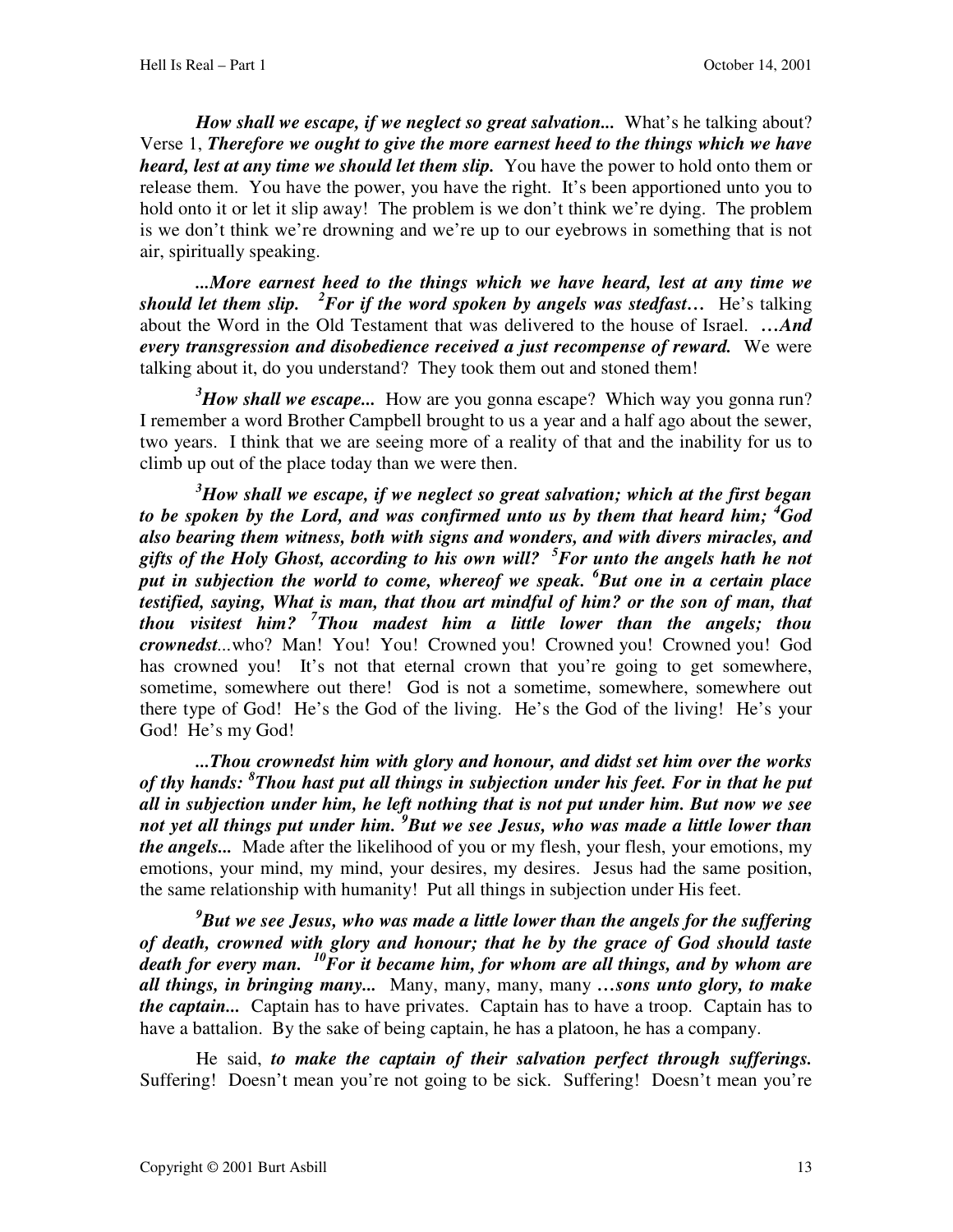***How shall we escape, if we neglect so great salvation...*** What's he talking about? Verse 1, ***Therefore we ought to give the more earnest heed to the things which we have heard, lest at any time we should let them slip.*** You have the power to hold onto them or release them. You have the power, you have the right. It's been apportioned unto you to hold onto it or let it slip away! The problem is we don't think we're dying. The problem is we don't think we're drowning and we're up to our eyebrows in something that is not air, spiritually speaking.

***...More earnest heed to the things which we have heard, lest at any time we should let them slip. [2]For if the word spoken by angels was stedfast…*** He's talking about the Word in the Old Testament that was delivered to the house of Israel. ***…And every transgression and disobedience received a just recompense of reward.*** We were talking about it, do you understand? They took them out and stoned them!

***[3]How shall we escape...*** How are you gonna escape? Which way you gonna run? I remember a word Brother Campbell brought to us a year and a half ago about the sewer, two years. I think that we are seeing more of a reality of that and the inability for us to climb up out of the place today than we were then.

***[3]How shall we escape, if we neglect so great salvation; which at the first began to be spoken by the Lord, and was confirmed unto us by them that heard him; [4]God also bearing them witness, both with signs and wonders, and with divers miracles, and gifts of the Holy Ghost, according to his own will? [5]For unto the angels hath he not put in subjection the world to come, whereof we speak. [6]But one in a certain place testified, saying, What is man, that thou art mindful of him? or the son of man, that thou visitest him? [7]Thou madest him a little lower than the angels; thou crownedst***...who? Man! You! You! Crowned you! Crowned you! Crowned you! God has crowned you! It's not that eternal crown that you're going to get somewhere, sometime, somewhere out there! God is not a sometime, somewhere, somewhere out there type of God! He's the God of the living. He's the God of the living! He's your God! He's my God!

***...Thou crownedst him with glory and honour, and didst set him over the works of thy hands: [8]Thou hast put all things in subjection under his feet. For in that he put all in subjection under him, he left nothing that is not put under him. But now we see not yet all things put under him. [9]But we see Jesus, who was made a little lower than the angels...*** Made after the likelihood of you or my flesh, your flesh, your emotions, my emotions, your mind, my mind, your desires, my desires. Jesus had the same position, the same relationship with humanity! Put all things in subjection under His feet.

***[9]But we see Jesus, who was made a little lower than the angels for the suffering of death, crowned with glory and honour; that he by the grace of God should taste death for every man. [10]For it became him, for whom are all things, and by whom are all things, in bringing many...*** Many, many, many, many ***…sons unto glory, to make the captain...*** Captain has to have privates. Captain has to have a troop. Captain has to have a battalion. By the sake of being captain, he has a platoon, he has a company.

He said, ***to make the captain of their salvation perfect through sufferings.*** Suffering! Doesn't mean you're not going to be sick. Suffering! Doesn't mean you're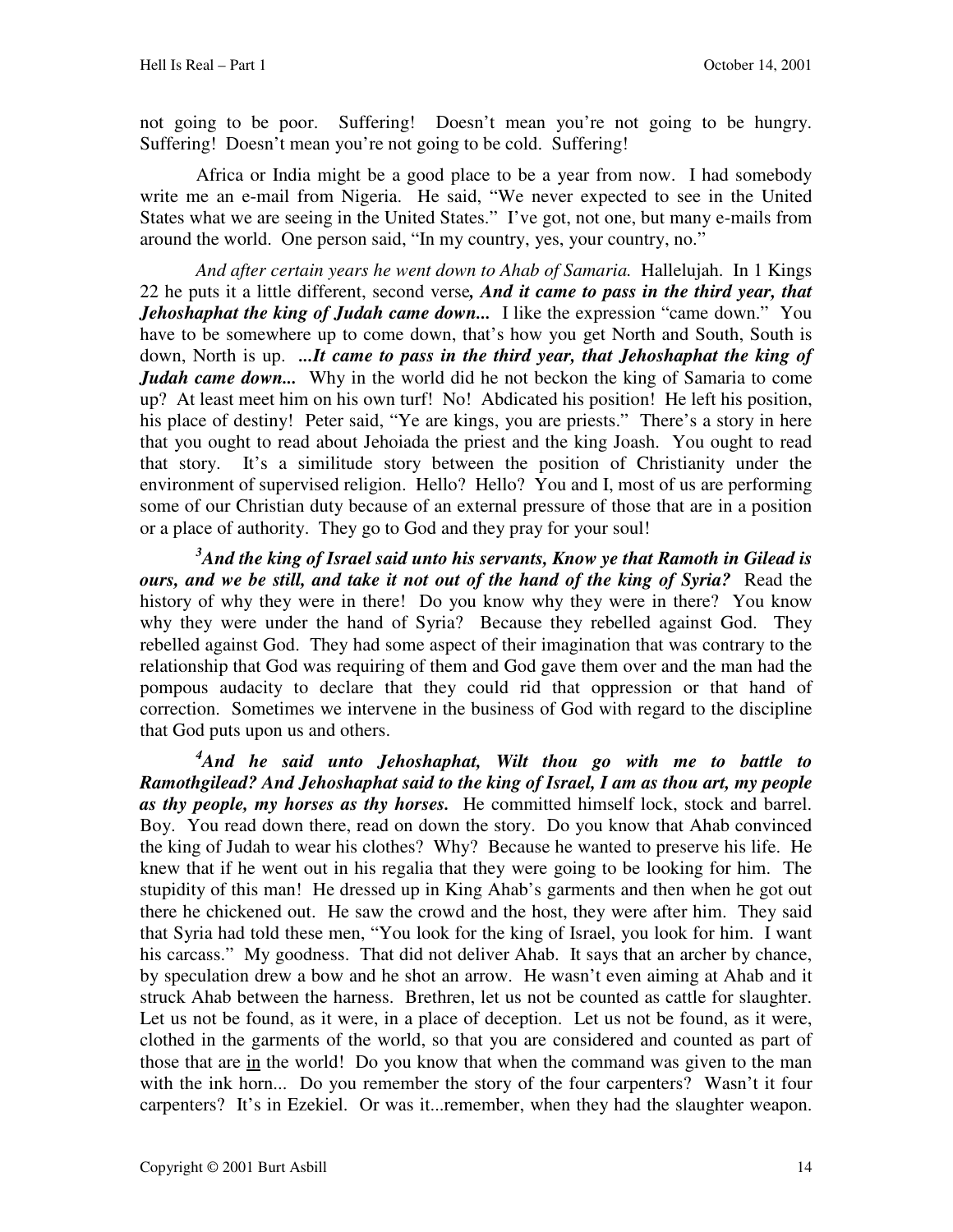not going to be poor. Suffering! Doesn't mean you're not going to be hungry. Suffering! Doesn't mean you're not going to be cold. Suffering!

Africa or India might be a good place to be a year from now. I had somebody write me an e-mail from Nigeria. He said, "We never expected to see in the United States what we are seeing in the United States." I've got, not one, but many e-mails from around the world. One person said, "In my country, yes, your country, no."

*And after certain years he went down to Ahab of Samaria.* Hallelujah. In 1 Kings 22 he puts it a little different, second verse*, **And it came to pass in the third year, that Jehoshaphat the king of Judah came down...*** I like the expression "came down." You have to be somewhere up to come down, that's how you get North and South, South is down, North is up. ***...It came to pass in the third year, that Jehoshaphat the king of Judah came down...*** Why in the world did he not beckon the king of Samaria to come up? At least meet him on his own turf! No! Abdicated his position! He left his position, his place of destiny! Peter said, "Ye are kings, you are priests." There's a story in here that you ought to read about Jehoiada the priest and the king Joash. You ought to read that story. It's a similitude story between the position of Christianity under the environment of supervised religion. Hello? Hello? You and I, most of us are performing some of our Christian duty because of an external pressure of those that are in a position or a place of authority. They go to God and they pray for your soul!

***3And the king of Israel said unto his servants, Know ye that Ramoth in Gilead is ours, and we be still, and take it not out of the hand of the king of Syria?*** Read the history of why they were in there! Do you know why they were in there? You know why they were under the hand of Syria? Because they rebelled against God. They rebelled against God. They had some aspect of their imagination that was contrary to the relationship that God was requiring of them and God gave them over and the man had the pompous audacity to declare that they could rid that oppression or that hand of correction. Sometimes we intervene in the business of God with regard to the discipline that God puts upon us and others.

***4And he said unto Jehoshaphat, Wilt thou go with me to battle to Ramothgilead? And Jehoshaphat said to the king of Israel, I am as thou art, my people as thy people, my horses as thy horses.*** He committed himself lock, stock and barrel. Boy. You read down there, read on down the story. Do you know that Ahab convinced the king of Judah to wear his clothes? Why? Because he wanted to preserve his life. He knew that if he went out in his regalia that they were going to be looking for him. The stupidity of this man! He dressed up in King Ahab's garments and then when he got out there he chickened out. He saw the crowd and the host, they were after him. They said that Syria had told these men, "You look for the king of Israel, you look for him. I want his carcass." My goodness. That did not deliver Ahab. It says that an archer by chance, by speculation drew a bow and he shot an arrow. He wasn't even aiming at Ahab and it struck Ahab between the harness. Brethren, let us not be counted as cattle for slaughter. Let us not be found, as it were, in a place of deception. Let us not be found, as it were, clothed in the garments of the world, so that you are considered and counted as part of those that are <u>in</u> the world! Do you know that when the command was given to the man with the ink horn... Do you remember the story of the four carpenters? Wasn't it four carpenters? It's in Ezekiel. Or was it...remember, when they had the slaughter weapon.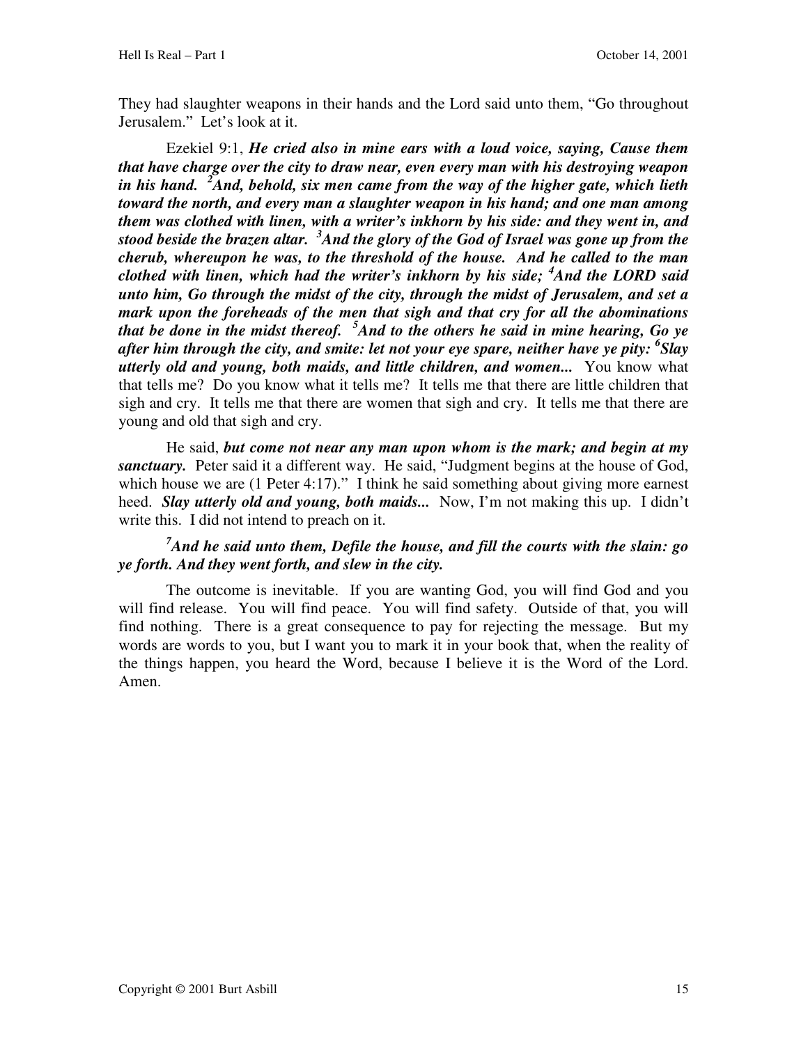They had slaughter weapons in their hands and the Lord said unto them, "Go throughout Jerusalem." Let's look at it.

Ezekiel 9:1, ***He cried also in mine ears with a loud voice, saying, Cause them that have charge over the city to draw near, even every man with his destroying weapon in his hand. [2]And, behold, six men came from the way of the higher gate, which lieth toward the north, and every man a slaughter weapon in his hand; and one man among them was clothed with linen, with a writer's inkhorn by his side: and they went in, and stood beside the brazen altar. [3]And the glory of the God of Israel was gone up from the cherub, whereupon he was, to the threshold of the house. And he called to the man clothed with linen, which had the writer's inkhorn by his side; [4]And the LORD said unto him, Go through the midst of the city, through the midst of Jerusalem, and set a mark upon the foreheads of the men that sigh and that cry for all the abominations that be done in the midst thereof. [5]And to the others he said in mine hearing, Go ye after him through the city, and smite: let not your eye spare, neither have ye pity: [6]Slay utterly old and young, both maids, and little children, and women...*** You know what that tells me? Do you know what it tells me? It tells me that there are little children that sigh and cry. It tells me that there are women that sigh and cry. It tells me that there are young and old that sigh and cry.

He said, ***but come not near any man upon whom is the mark; and begin at my sanctuary.*** Peter said it a different way. He said, "Judgment begins at the house of God, which house we are (1 Peter 4:17)." I think he said something about giving more earnest heed. ***Slay utterly old and young, both maids...*** Now, I'm not making this up. I didn't write this. I did not intend to preach on it.

***[7]And he said unto them, Defile the house, and fill the courts with the slain: go ye forth. And they went forth, and slew in the city.***

The outcome is inevitable. If you are wanting God, you will find God and you will find release. You will find peace. You will find safety. Outside of that, you will find nothing. There is a great consequence to pay for rejecting the message. But my words are words to you, but I want you to mark it in your book that, when the reality of the things happen, you heard the Word, because I believe it is the Word of the Lord. Amen.